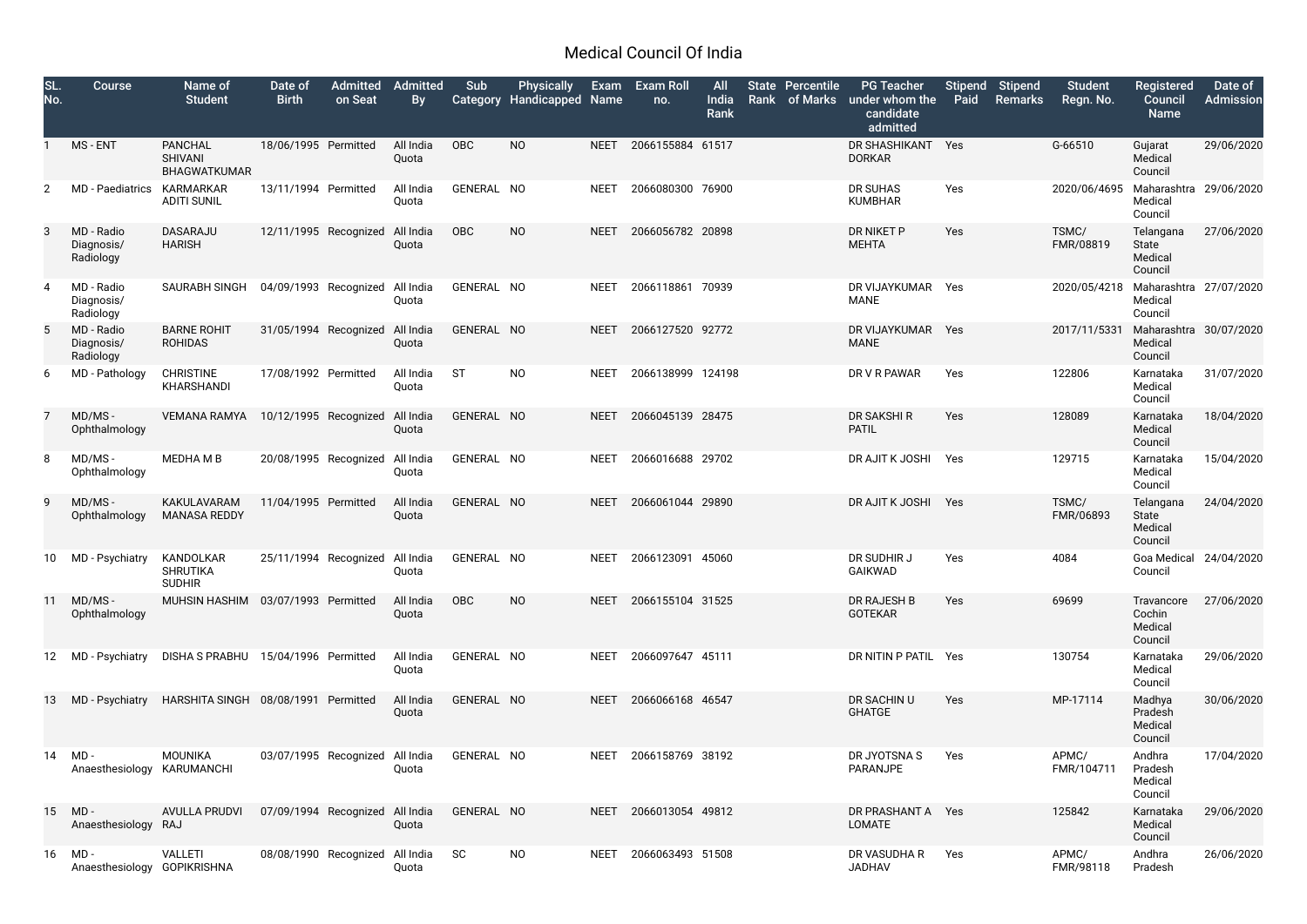# Medical Council Of India

| SL. No. | Course | Name of Student | Date of Birth | Admitted on Seat | Admitted By | Sub Category | Physically Handicapped | Exam Name | Exam Roll no. | All India Rank | State Rank | Percentile of Marks | PG Teacher under whom the candidate admitted | Stipend Paid | Stipend Remarks | Student Regn. No. | Registered Council Name | Date of Admission |
|---|---|---|---|---|---|---|---|---|---|---|---|---|---|---|---|---|---|---|
| 1 | MS - ENT | PANCHAL SHIVANI BHAGWATKUMAR | 18/06/1995 | Permitted | All India Quota | OBC | NO | NEET | 2066155884 | 61517 | | | DR SHASHIKANT DORKAR | Yes | | G-66510 | Gujarat Medical Council | 29/06/2020 |
| 2 | MD - Paediatrics | KARMARKAR ADITI SUNIL | 13/11/1994 | Permitted | All India Quota | GENERAL | NO | NEET | 2066080300 | 76900 | | | DR SUHAS KUMBHAR | Yes | | 2020/06/4695 | Maharashtra Medical Council | 29/06/2020 |
| 3 | MD - Radio Diagnosis/ Radiology | DASARAJU HARISH | 12/11/1995 | Recognized | All India Quota | OBC | NO | NEET | 2066056782 | 20898 | | | DR NIKET P MEHTA | Yes | | TSMC/ FMR/08819 | Telangana State Medical Council | 27/06/2020 |
| 4 | MD - Radio Diagnosis/ Radiology | SAURABH SINGH | 04/09/1993 | Recognized | All India Quota | GENERAL | NO | NEET | 2066118861 | 70939 | | | DR VIJAYKUMAR MANE | Yes | | 2020/05/4218 | Maharashtra Medical Council | 27/07/2020 |
| 5 | MD - Radio Diagnosis/ Radiology | BARNE ROHIT ROHIDAS | 31/05/1994 | Recognized | All India Quota | GENERAL | NO | NEET | 2066127520 | 92772 | | | DR VIJAYKUMAR MANE | Yes | | 2017/11/5331 | Maharashtra Medical Council | 30/07/2020 |
| 6 | MD - Pathology | CHRISTINE KHARSHANDI | 17/08/1992 | Permitted | All India Quota | ST | NO | NEET | 2066138999 | 124198 | | | DR V R PAWAR | Yes | | 122806 | Karnataka Medical Council | 31/07/2020 |
| 7 | MD/MS - Ophthalmology | VEMANA RAMYA | 10/12/1995 | Recognized | All India Quota | GENERAL | NO | NEET | 2066045139 | 28475 | | | DR SAKSHI R PATIL | Yes | | 128089 | Karnataka Medical Council | 18/04/2020 |
| 8 | MD/MS - Ophthalmology | MEDHA M B | 20/08/1995 | Recognized | All India Quota | GENERAL | NO | NEET | 2066016688 | 29702 | | | DR AJIT K JOSHI | Yes | | 129715 | Karnataka Medical Council | 15/04/2020 |
| 9 | MD/MS - Ophthalmology | KAKULAVARAM MANASA REDDY | 11/04/1995 | Permitted | All India Quota | GENERAL | NO | NEET | 2066061044 | 29890 | | | DR AJIT K JOSHI | Yes | | TSMC/ FMR/06893 | Telangana State Medical Council | 24/04/2020 |
| 10 | MD - Psychiatry | KANDOLKAR SHRUTIKA SUDHIR | 25/11/1994 | Recognized | All India Quota | GENERAL | NO | NEET | 2066123091 | 45060 | | | DR SUDHIR J GAIKWAD | Yes | | 4084 | Goa Medical Council | 24/04/2020 |
| 11 | MD/MS - Ophthalmology | MUHSIN HASHIM | 03/07/1993 | Permitted | All India Quota | OBC | NO | NEET | 2066155104 | 31525 | | | DR RAJESH B GOTEKAR | Yes | | 69699 | Travancore Cochin Medical Council | 27/06/2020 |
| 12 | MD - Psychiatry | DISHA S PRABHU | 15/04/1996 | Permitted | All India Quota | GENERAL | NO | NEET | 2066097647 | 45111 | | | DR NITIN P PATIL | Yes | | 130754 | Karnataka Medical Council | 29/06/2020 |
| 13 | MD - Psychiatry | HARSHITA SINGH | 08/08/1991 | Permitted | All India Quota | GENERAL | NO | NEET | 2066066168 | 46547 | | | DR SACHIN U GHATGE | Yes | | MP-17114 | Madhya Pradesh Medical Council | 30/06/2020 |
| 14 | MD - Anaesthesiology | MOUNIKA KARUMANCHI | 03/07/1995 | Recognized | All India Quota | GENERAL | NO | NEET | 2066158769 | 38192 | | | DR JYOTSNA S PARANJPE | Yes | | APMC/ FMR/104711 | Andhra Pradesh Medical Council | 17/04/2020 |
| 15 | MD - Anaesthesiology | AVULLA PRUDVI RAJ | 07/09/1994 | Recognized | All India Quota | GENERAL | NO | NEET | 2066013054 | 49812 | | | DR PRASHANT A LOMATE | Yes | | 125842 | Karnataka Medical Council | 29/06/2020 |
| 16 | MD - Anaesthesiology | VALLETI GOPIKRISHNA | 08/08/1990 | Recognized | All India Quota | SC | NO | NEET | 2066063493 | 51508 | | | DR VASUDHA R JADHAV | Yes | | APMC/ FMR/98118 | Andhra Pradesh | 26/06/2020 |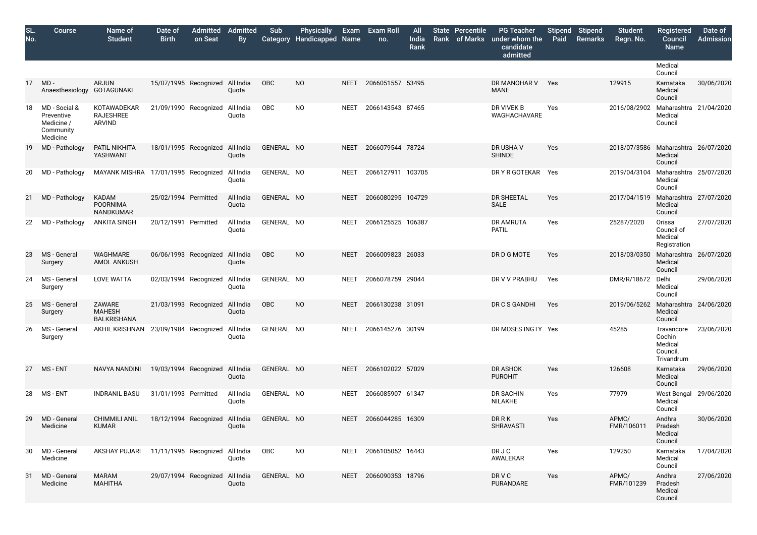| SL. No. | Course | Name of Student | Date of Birth | Admitted on Seat | Admitted By | Sub Category | Physically Handicapped | Exam Name | Exam Roll no. | All India Rank | State Rank | Percentile of Marks | PG Teacher under whom the candidate admitted | Stipend Paid | Stipend Remarks | Student Regn. No. | Registered Council Name | Date of Admission |
|---|---|---|---|---|---|---|---|---|---|---|---|---|---|---|---|---|---|---|
| | | | | | | | | | | | | | | | | | Medical Council | |
| 17 | MD - Anaesthesiology | ARJUN GOTAGUNAKI | 15/07/1995 | Recognized | All India Quota | OBC | NO | NEET | 2066051557 | 53495 | | | DR MANOHAR V MANE | Yes | | 129915 | Karnataka Medical Council | 30/06/2020 |
| 18 | MD - Social & Preventive Medicine / Community Medicine | KOTAWADEKAR RAJESHREE ARVIND | 21/09/1990 | Recognized | All India Quota | OBC | NO | NEET | 2066143543 | 87465 | | | DR VIVEK B WAGHACHAVARE | Yes | | 2016/08/2902 | Maharashtra Medical Council | 21/04/2020 |
| 19 | MD - Pathology | PATIL NIKHITA YASHWANT | 18/01/1995 | Recognized | All India Quota | GENERAL | NO | NEET | 2066079544 | 78724 | | | DR USHA V SHINDE | Yes | | 2018/07/3586 | Maharashtra Medical Council | 26/07/2020 |
| 20 | MD - Pathology | MAYANK MISHRA | 17/01/1995 | Recognized | All India Quota | GENERAL | NO | NEET | 2066127911 | 103705 | | | DR Y R GOTEKAR | Yes | | 2019/04/3104 | Maharashtra Medical Council | 25/07/2020 |
| 21 | MD - Pathology | KADAM POORNIMA NANDKUMAR | 25/02/1994 | Permitted | All India Quota | GENERAL | NO | NEET | 2066080295 | 104729 | | | DR SHEETAL SALE | Yes | | 2017/04/1519 | Maharashtra Medical Council | 27/07/2020 |
| 22 | MD - Pathology | ANKITA SINGH | 20/12/1991 | Permitted | All India Quota | GENERAL | NO | NEET | 2066125525 | 106387 | | | DR AMRUTA PATIL | Yes | | 25287/2020 | Orissa Council of Medical Registration | 27/07/2020 |
| 23 | MS - General Surgery | WAGHMARE AMOL ANKUSH | 06/06/1993 | Recognized | All India Quota | OBC | NO | NEET | 2066009823 | 26033 | | | DR D G MOTE | Yes | | 2018/03/0350 | Maharashtra Medical Council | 26/07/2020 |
| 24 | MS - General Surgery | LOVE WATTA | 02/03/1994 | Recognized | All India Quota | GENERAL | NO | NEET | 2066078759 | 29044 | | | DR V V PRABHU | Yes | | DMR/R/18672 | Delhi Medical Council | 29/06/2020 |
| 25 | MS - General Surgery | ZAWARE MAHESH BALKRISHANA | 21/03/1993 | Recognized | All India Quota | OBC | NO | NEET | 2066130238 | 31091 | | | DR C S GANDHI | Yes | | 2019/06/5262 | Maharashtra Medical Council | 24/06/2020 |
| 26 | MS - General Surgery | AKHIL KRISHNAN | 23/09/1984 | Recognized | All India Quota | GENERAL | NO | NEET | 2066145276 | 30199 | | | DR MOSES INGTY | Yes | | 45285 | Travancore Cochin Medical Council, Trivandrum | 23/06/2020 |
| 27 | MS - ENT | NAVYA NANDINI | 19/03/1994 | Recognized | All India Quota | GENERAL | NO | NEET | 2066102022 | 57029 | | | DR ASHOK PUROHIT | Yes | | 126608 | Karnataka Medical Council | 29/06/2020 |
| 28 | MS - ENT | INDRANIL BASU | 31/01/1993 | Permitted | All India Quota | GENERAL | NO | NEET | 2066085907 | 61347 | | | DR SACHIN NILAKHE | Yes | | 77979 | West Bengal Medical Council | 29/06/2020 |
| 29 | MD - General Medicine | CHIMMILI ANIL KUMAR | 18/12/1994 | Recognized | All India Quota | GENERAL | NO | NEET | 2066044285 | 16309 | | | DR R K SHRAVASTI | Yes | | APMC/ FMR/106011 | Andhra Pradesh Medical Council | 30/06/2020 |
| 30 | MD - General Medicine | AKSHAY PUJARI | 11/11/1995 | Recognized | All India Quota | OBC | NO | NEET | 2066105052 | 16443 | | | DR J C AWALEKAR | Yes | | 129250 | Karnataka Medical Council | 17/04/2020 |
| 31 | MD - General Medicine | MARAM MAHITHA | 29/07/1994 | Recognized | All India Quota | GENERAL | NO | NEET | 2066090353 | 18796 | | | DR V C PURANDARE | Yes | | APMC/ FMR/101239 | Andhra Pradesh Medical Council | 27/06/2020 |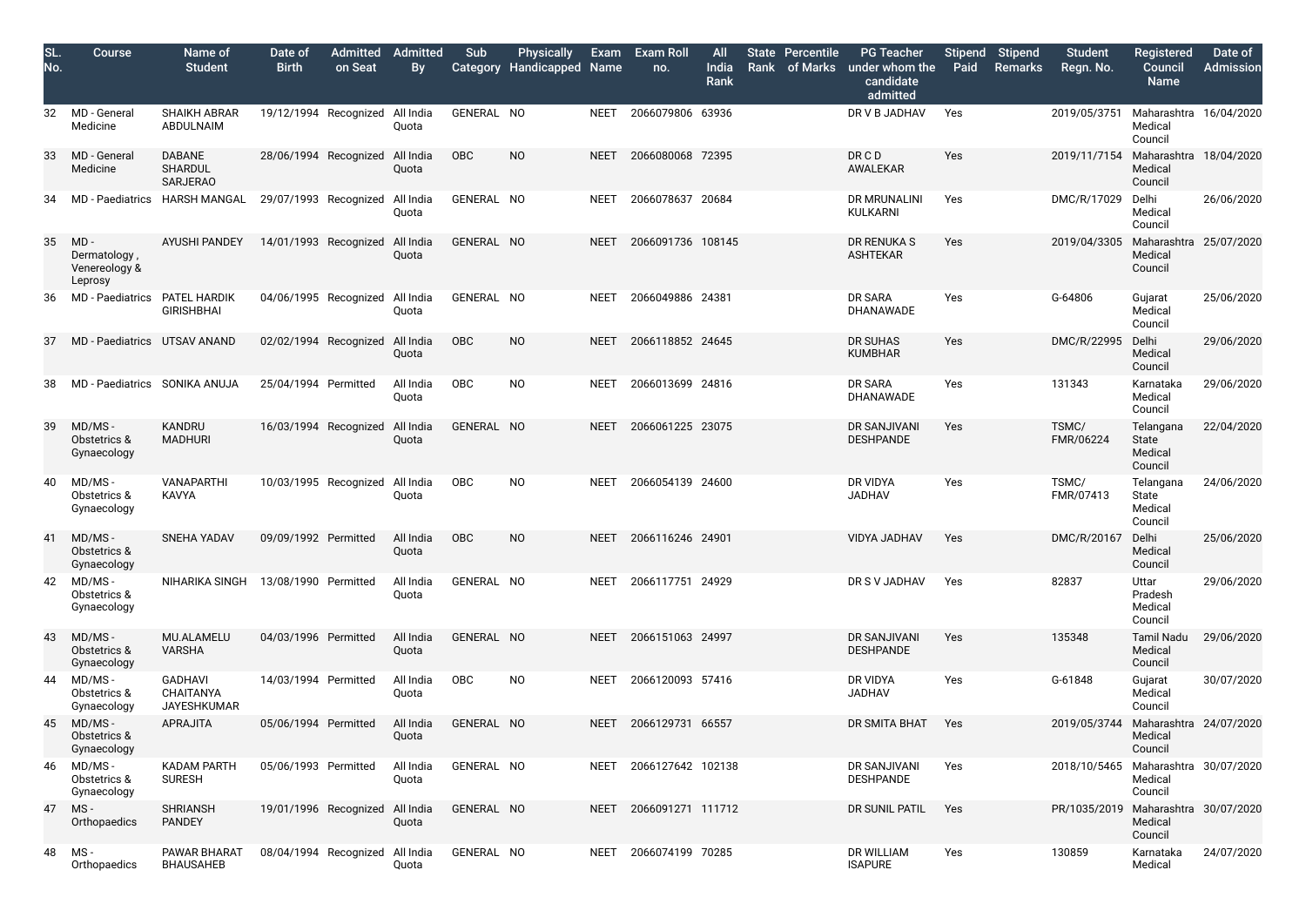| SL. No. | Course | Name of Student | Date of Birth | Admitted on Seat | Admitted By | Sub Category | Physically Handicapped | Exam Name | Exam Roll no. | All India Rank | State Rank | Percentile of Marks | PG Teacher under whom the candidate admitted | Stipend Paid | Stipend Remarks | Student Regn. No. | Registered Council Name | Date of Admission |
|---|---|---|---|---|---|---|---|---|---|---|---|---|---|---|---|---|---|---|
| 32 | MD - General Medicine | SHAIKH ABRAR ABDULNAIM | 19/12/1994 | Recognized | All India Quota | GENERAL | NO | NEET | 2066079806 | 63936 | | | DR V B JADHAV | Yes | | 2019/05/3751 | Maharashtra Medical Council | 16/04/2020 |
| 33 | MD - General Medicine | DABANE SHARDUL SARJERAO | 28/06/1994 | Recognized | All India Quota | OBC | NO | NEET | 2066080068 | 72395 | | | DR C D AWALEKAR | Yes | | 2019/11/7154 | Maharashtra Medical Council | 18/04/2020 |
| 34 | MD - Paediatrics | HARSH MANGAL | 29/07/1993 | Recognized | All India Quota | GENERAL | NO | NEET | 2066078637 | 20684 | | | DR MRUNALINI KULKARNI | Yes | | DMC/R/17029 | Delhi Medical Council | 26/06/2020 |
| 35 | MD - Dermatology , Venereology & Leprosy | AYUSHI PANDEY | 14/01/1993 | Recognized | All India Quota | GENERAL | NO | NEET | 2066091736 | 108145 | | | DR RENUKA S ASHTEKAR | Yes | | 2019/04/3305 | Maharashtra Medical Council | 25/07/2020 |
| 36 | MD - Paediatrics | PATEL HARDIK GIRISHBHAI | 04/06/1995 | Recognized | All India Quota | GENERAL | NO | NEET | 2066049886 | 24381 | | | DR SARA DHANAWADE | Yes | | G-64806 | Gujarat Medical Council | 25/06/2020 |
| 37 | MD - Paediatrics | UTSAV ANAND | 02/02/1994 | Recognized | All India Quota | OBC | NO | NEET | 2066118852 | 24645 | | | DR SUHAS KUMBHAR | Yes | | DMC/R/22995 | Delhi Medical Council | 29/06/2020 |
| 38 | MD - Paediatrics | SONIKA ANUJA | 25/04/1994 | Permitted | All India Quota | OBC | NO | NEET | 2066013699 | 24816 | | | DR SARA DHANAWADE | Yes | | 131343 | Karnataka Medical Council | 29/06/2020 |
| 39 | MD/MS - Obstetrics & Gynaecology | KANDRU MADHURI | 16/03/1994 | Recognized | All India Quota | GENERAL | NO | NEET | 2066061225 | 23075 | | | DR SANJIVANI DESHPANDE | Yes | | TSMC/ FMR/06224 | Telangana State Medical Council | 22/04/2020 |
| 40 | MD/MS - Obstetrics & Gynaecology | VANAPARTHI KAVYA | 10/03/1995 | Recognized | All India Quota | OBC | NO | NEET | 2066054139 | 24600 | | | DR VIDYA JADHAV | Yes | | TSMC/ FMR/07413 | Telangana State Medical Council | 24/06/2020 |
| 41 | MD/MS - Obstetrics & Gynaecology | SNEHA YADAV | 09/09/1992 | Permitted | All India Quota | OBC | NO | NEET | 2066116246 | 24901 | | | VIDYA JADHAV | Yes | | DMC/R/20167 | Delhi Medical Council | 25/06/2020 |
| 42 | MD/MS - Obstetrics & Gynaecology | NIHARIKA SINGH | 13/08/1990 | Permitted | All India Quota | GENERAL | NO | NEET | 2066117751 | 24929 | | | DR S V JADHAV | Yes | | 82837 | Uttar Pradesh Medical Council | 29/06/2020 |
| 43 | MD/MS - Obstetrics & Gynaecology | MU.ALAMELU VARSHA | 04/03/1996 | Permitted | All India Quota | GENERAL | NO | NEET | 2066151063 | 24997 | | | DR SANJIVANI DESHPANDE | Yes | | 135348 | Tamil Nadu Medical Council | 29/06/2020 |
| 44 | MD/MS - Obstetrics & Gynaecology | GADHAVI CHAITANYA JAYESHKUMAR | 14/03/1994 | Permitted | All India Quota | OBC | NO | NEET | 2066120093 | 57416 | | | DR VIDYA JADHAV | Yes | | G-61848 | Gujarat Medical Council | 30/07/2020 |
| 45 | MD/MS - Obstetrics & Gynaecology | APRAJITA | 05/06/1994 | Permitted | All India Quota | GENERAL | NO | NEET | 2066129731 | 66557 | | | DR SMITA BHAT | Yes | | 2019/05/3744 | Maharashtra Medical Council | 24/07/2020 |
| 46 | MD/MS - Obstetrics & Gynaecology | KADAM PARTH SURESH | 05/06/1993 | Permitted | All India Quota | GENERAL | NO | NEET | 2066127642 | 102138 | | | DR SANJIVANI DESHPANDE | Yes | | 2018/10/5465 | Maharashtra Medical Council | 30/07/2020 |
| 47 | MS - Orthopaedics | SHRIANSH PANDEY | 19/01/1996 | Recognized | All India Quota | GENERAL | NO | NEET | 2066091271 | 111712 | | | DR SUNIL PATIL | Yes | | PR/1035/2019 | Maharashtra Medical Council | 30/07/2020 |
| 48 | MS - Orthopaedics | PAWAR BHARAT BHAUSAHEB | 08/04/1994 | Recognized | All India Quota | GENERAL | NO | NEET | 2066074199 | 70285 | | | DR WILLIAM ISAPURE | Yes | | 130859 | Karnataka Medical | 24/07/2020 |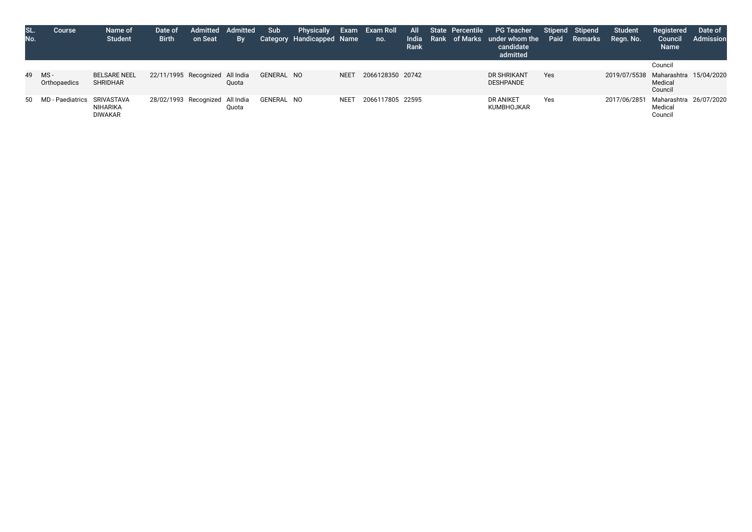| SL. No. | Course | Name of Student | Date of Birth | Admitted on Seat | Admitted By | Sub Category | Physically Handicapped | Exam Name | Exam Roll no. | All India Rank | State Rank | Percentile of Marks | PG Teacher under whom the candidate admitted | Stipend Paid | Stipend Remarks | Student Regn. No. | Registered Council Name | Date of Admission |
|---|---|---|---|---|---|---|---|---|---|---|---|---|---|---|---|---|---|---|
| | | | | | | | | | | | | | | | | | Council | |
| 49 | MS - Orthopaedics | BELSARE NEEL SHRIDHAR | 22/11/1995 | Recognized | All India Quota | GENERAL | NO | NEET | 2066128350 | 20742 | | | DR SHRIKANT DESHPANDE | Yes | | 2019/07/5538 | Maharashtra Medical Council | 15/04/2020 |
| 50 | MD - Paediatrics | SRIVASTAVA NIHARIKA DIWAKAR | 28/02/1993 | Recognized | All India Quota | GENERAL | NO | NEET | 2066117805 | 22595 | | | DR ANIKET KUMBHOJKAR | Yes | | 2017/06/2851 | Maharashtra Medical Council | 26/07/2020 |